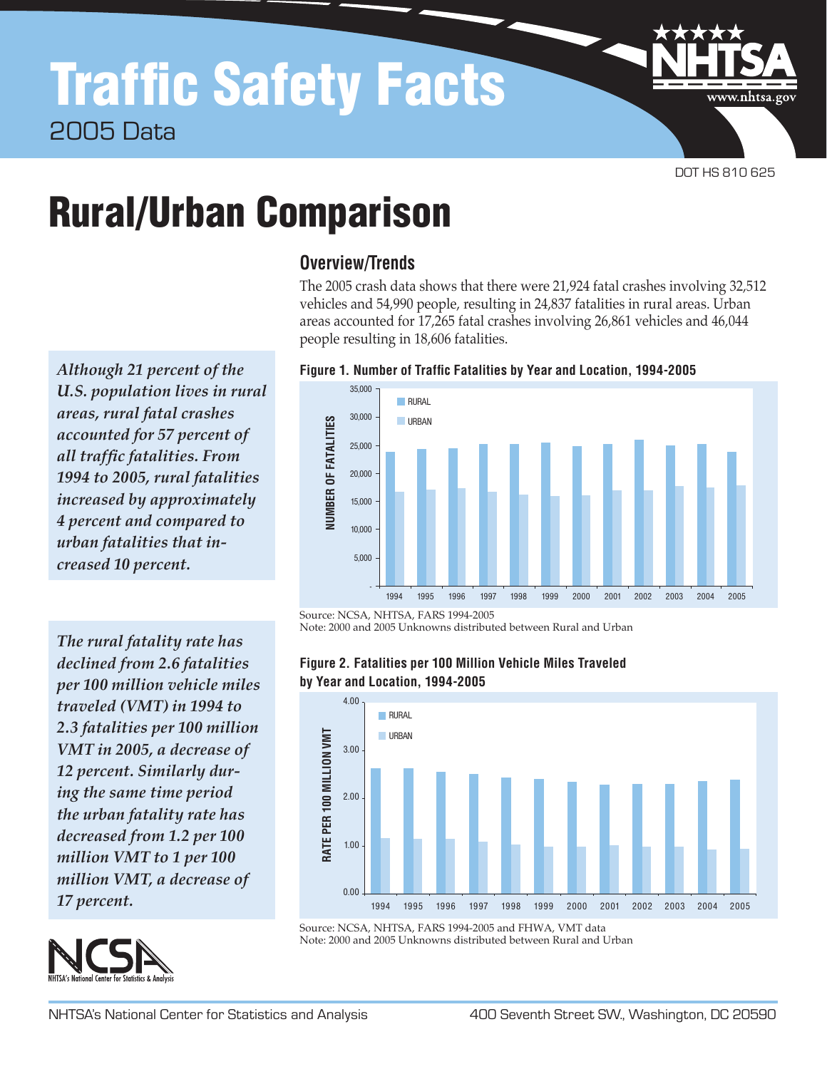# Traffic Safety Facts

2005 Data

DOT HS 810 625

# Rural/Urban Comparison

## Overview/Trends

The 2005 crash data shows that there were 21,924 fatal crashes involving 32,512 vehicles and 54,990 people, resulting in 24,837 fatalities in rural areas. Urban areas accounted for 17,265 fatal crashes involving 26,861 vehicles and 46,044 people resulting in 18,606 fatalities.

*Although 21 percent of the U.S. population lives in rural areas, rural fatal crashes accounted for 57 percent of all traffic fatalities. From 1994 to 2005, rural fatalities increased by approximately 4 percent and compared to urban fatalities that increased 10 percent.*

**Figure 1. Number of Traffic Fatalities by Year and Location, 1994-2005**

Source: NCSA, NHTSA, FARS 1994-2005
Note: 2000 and 2005 Unknowns distributed between Rural and Urban

*The rural fatality rate has declined from 2.6 fatalities per 100 million vehicle miles traveled (VMT) in 1994 to 2.3 fatalities per 100 million VMT in 2005, a decrease of 12 percent. Similarly during the same time period the urban fatality rate has decreased from 1.2 per 100 million VMT to 1 per 100 million VMT, a decrease of 17 percent.*

**Figure 2. Fatalities per 100 Million Vehicle Miles Traveled by Year and Location, 1994-2005**

Source: NCSA, NHTSA, FARS 1994-2005 and FHWA, VMT data
Note: 2000 and 2005 Unknowns distributed between Rural and Urban

NHTSA's National Center for Statistics and Analysis 400 Seventh Street SW., Washington, DC 20590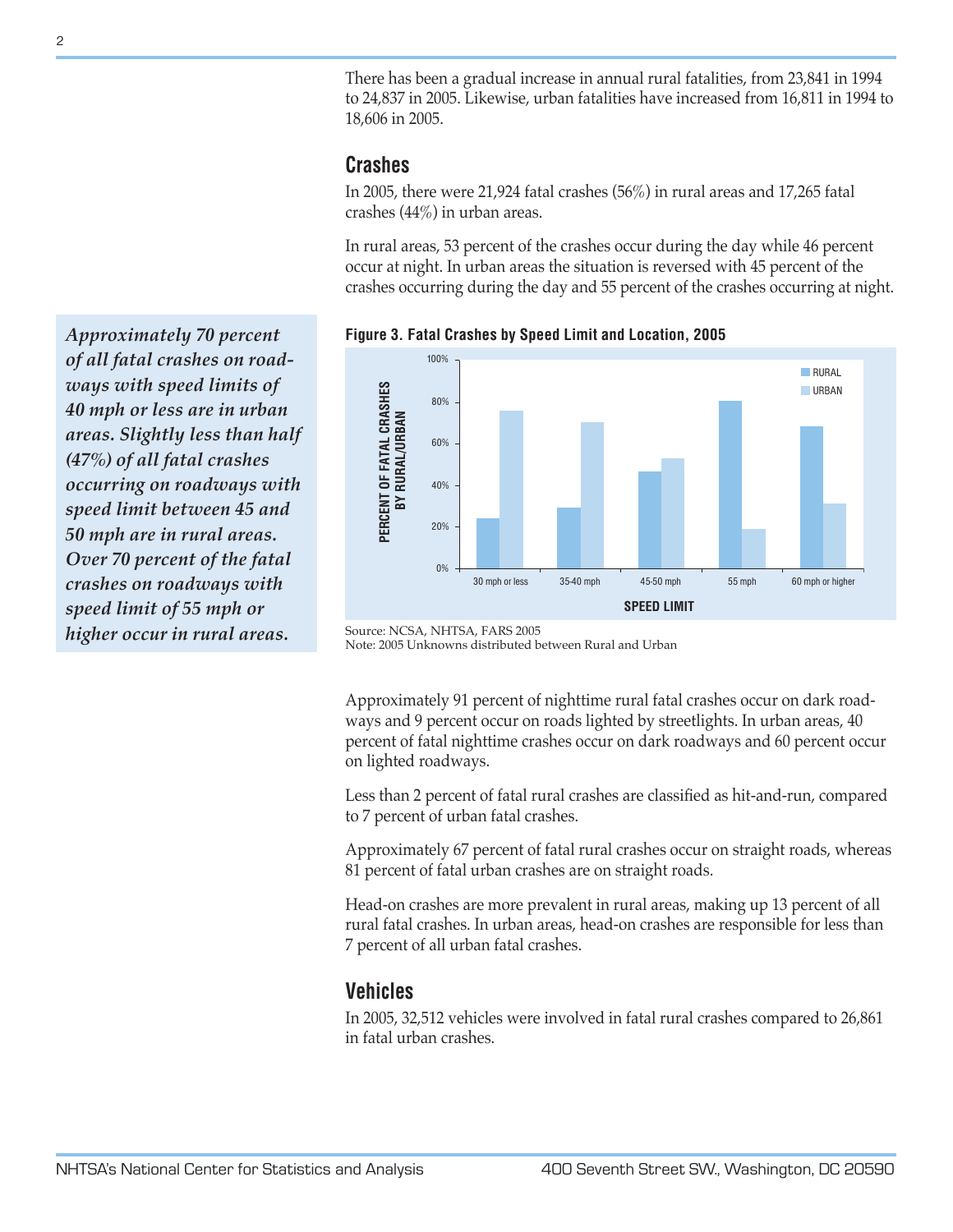There has been a gradual increase in annual rural fatalities, from 23,841 in 1994 to 24,837 in 2005. Likewise, urban fatalities have increased from 16,811 in 1994 to 18,606 in 2005.

## Crashes

In 2005, there were 21,924 fatal crashes (56%) in rural areas and 17,265 fatal crashes (44%) in urban areas.

In rural areas, 53 percent of the crashes occur during the day while 46 percent occur at night. In urban areas the situation is reversed with 45 percent of the crashes occurring during the day and 55 percent of the crashes occurring at night.

> ***Approximately 70 percent of all fatal crashes on roadways with speed limits of 40 mph or less are in urban areas. Slightly less than half (47%) of all fatal crashes occurring on roadways with speed limit between 45 and 50 mph are in rural areas. Over 70 percent of the fatal crashes on roadways with speed limit of 55 mph or higher occur in rural areas.***

**Figure 3. Fatal Crashes by Speed Limit and Location, 2005**

Source: NCSA, NHTSA, FARS 2005
Note: 2005 Unknowns distributed between Rural and Urban

Approximately 91 percent of nighttime rural fatal crashes occur on dark roadways and 9 percent occur on roads lighted by streetlights. In urban areas, 40 percent of fatal nighttime crashes occur on dark roadways and 60 percent occur on lighted roadways.

Less than 2 percent of fatal rural crashes are classified as hit-and-run, compared to 7 percent of urban fatal crashes.

Approximately 67 percent of fatal rural crashes occur on straight roads, whereas 81 percent of fatal urban crashes are on straight roads.

Head-on crashes are more prevalent in rural areas, making up 13 percent of all rural fatal crashes. In urban areas, head-on crashes are responsible for less than 7 percent of all urban fatal crashes.

## Vehicles

In 2005, 32,512 vehicles were involved in fatal rural crashes compared to 26,861 in fatal urban crashes.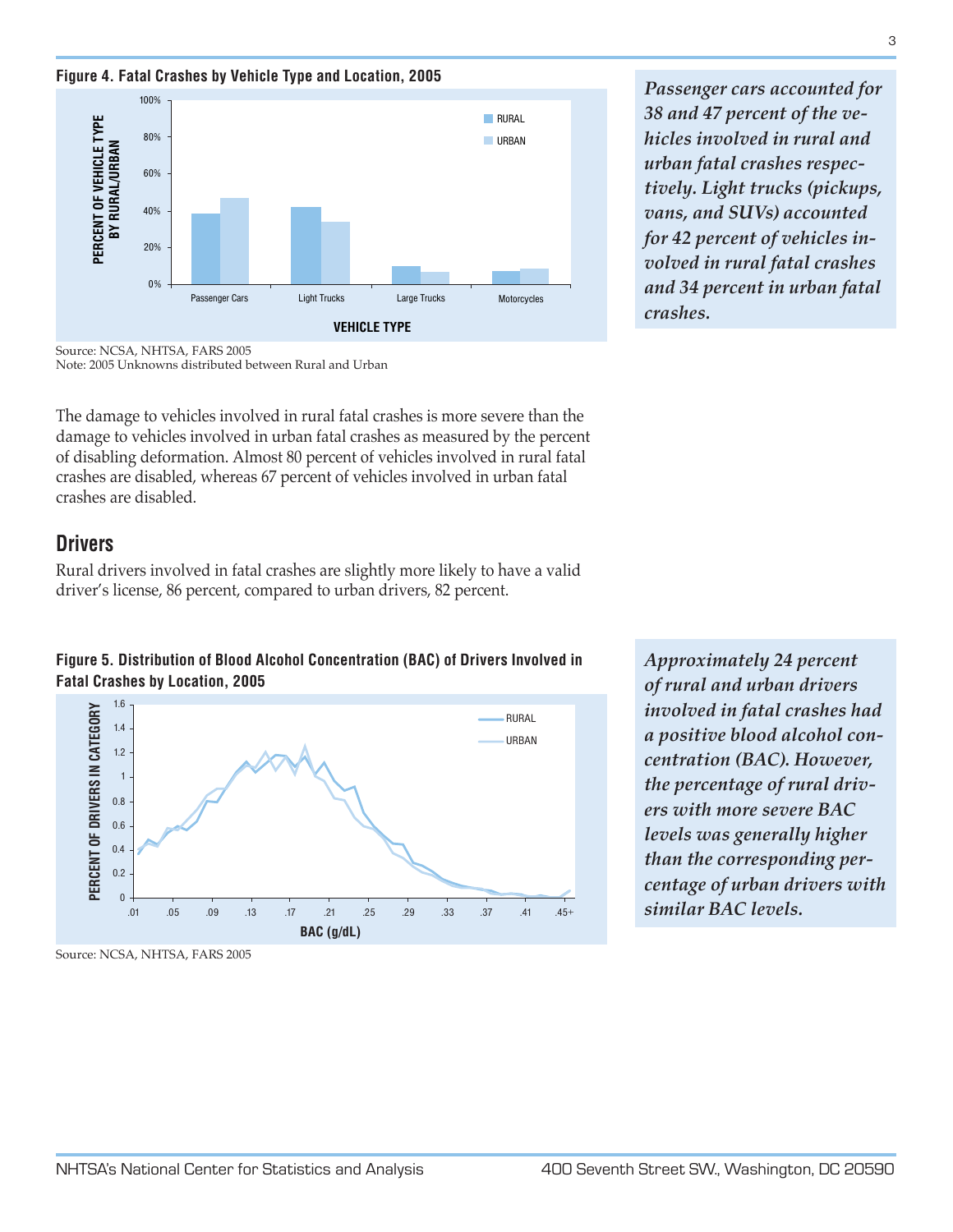**Figure 4. Fatal Crashes by Vehicle Type and Location, 2005**

Source: NCSA, NHTSA, FARS 2005
Note: 2005 Unknowns distributed between Rural and Urban

*Passenger cars accounted for 38 and 47 percent of the vehicles involved in rural and urban fatal crashes respectively. Light trucks (pickups, vans, and SUVs) accounted for 42 percent of vehicles involved in rural fatal crashes and 34 percent in urban fatal crashes.*

The damage to vehicles involved in rural fatal crashes is more severe than the damage to vehicles involved in urban fatal crashes as measured by the percent of disabling deformation. Almost 80 percent of vehicles involved in rural fatal crashes are disabled, whereas 67 percent of vehicles involved in urban fatal crashes are disabled.

## Drivers

Rural drivers involved in fatal crashes are slightly more likely to have a valid driver's license, 86 percent, compared to urban drivers, 82 percent.

**Figure 5. Distribution of Blood Alcohol Concentration (BAC) of Drivers Involved in Fatal Crashes by Location, 2005**

Source: NCSA, NHTSA, FARS 2005

*Approximately 24 percent of rural and urban drivers involved in fatal crashes had a positive blood alcohol concentration (BAC). However, the percentage of rural drivers with more severe BAC levels was generally higher than the corresponding percentage of urban drivers with similar BAC levels.*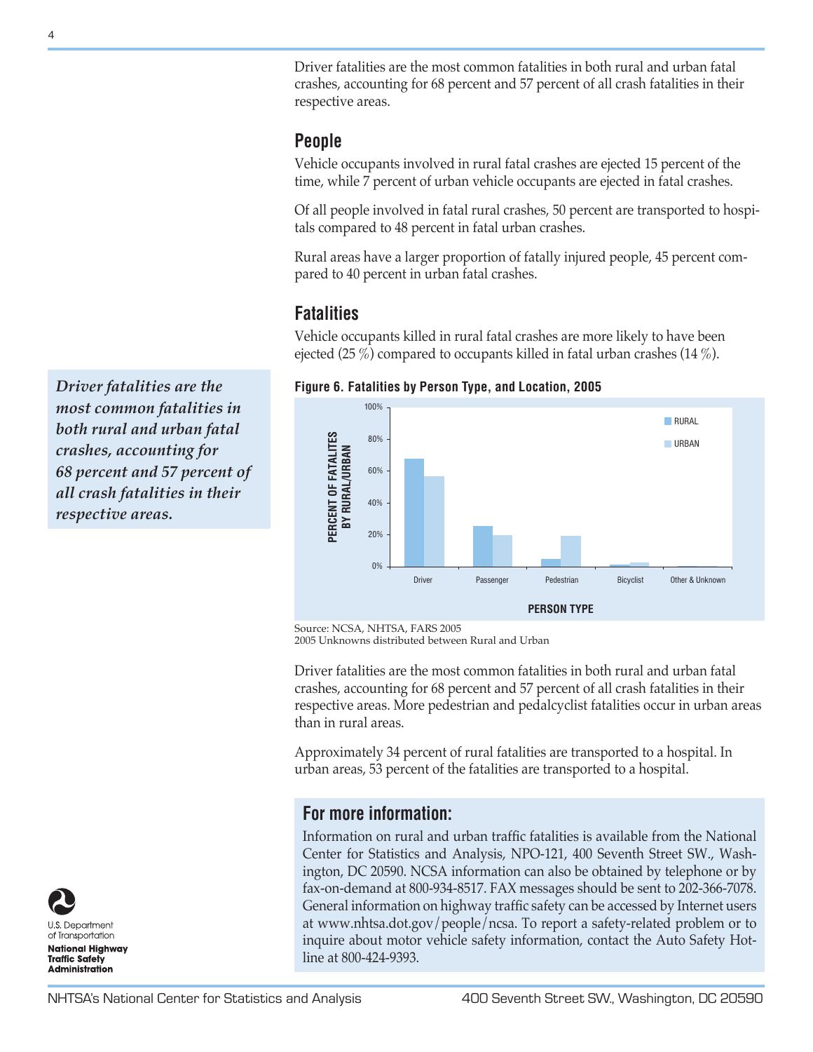Driver fatalities are the most common fatalities in both rural and urban fatal crashes, accounting for 68 percent and 57 percent of all crash fatalities in their respective areas.

## People

Vehicle occupants involved in rural fatal crashes are ejected 15 percent of the time, while 7 percent of urban vehicle occupants are ejected in fatal crashes.

Of all people involved in fatal rural crashes, 50 percent are transported to hospitals compared to 48 percent in fatal urban crashes.

Rural areas have a larger proportion of fatally injured people, 45 percent compared to 40 percent in urban fatal crashes.

## Fatalities

Vehicle occupants killed in rural fatal crashes are more likely to have been ejected (25 %) compared to occupants killed in fatal urban crashes (14 %).

*Driver fatalities are the most common fatalities in both rural and urban fatal crashes, accounting for 68 percent and 57 percent of all crash fatalities in their respective areas.*

**Figure 6. Fatalities by Person Type, and Location, 2005**

PERCENT OF FATALITES BY RURAL/URBAN

100%
80%
60%
40%
20%
0%

RURAL
URBAN

Driver
Passenger
Pedestrian
Bicyclist
Other & Unknown

PERSON TYPE

Source: NCSA, NHTSA, FARS 2005
2005 Unknowns distributed between Rural and Urban

Driver fatalities are the most common fatalities in both rural and urban fatal crashes, accounting for 68 percent and 57 percent of all crash fatalities in their respective areas. More pedestrian and pedalcyclist fatalities occur in urban areas than in rural areas.

Approximately 34 percent of rural fatalities are transported to a hospital. In urban areas, 53 percent of the fatalities are transported to a hospital.

## For more information:

Information on rural and urban traffic fatalities is available from the National Center for Statistics and Analysis, NPO-121, 400 Seventh Street SW., Washington, DC 20590. NCSA information can also be obtained by telephone or by fax-on-demand at 800-934-8517. FAX messages should be sent to 202-366-7078. General information on highway traffic safety can be accessed by Internet users at www.nhtsa.dot.gov/people/ncsa. To report a safety-related problem or to inquire about motor vehicle safety information, contact the Auto Safety Hotline at 800-424-9393.

U.S. Department of Transportation
**National Highway Traffic Safety Administration**